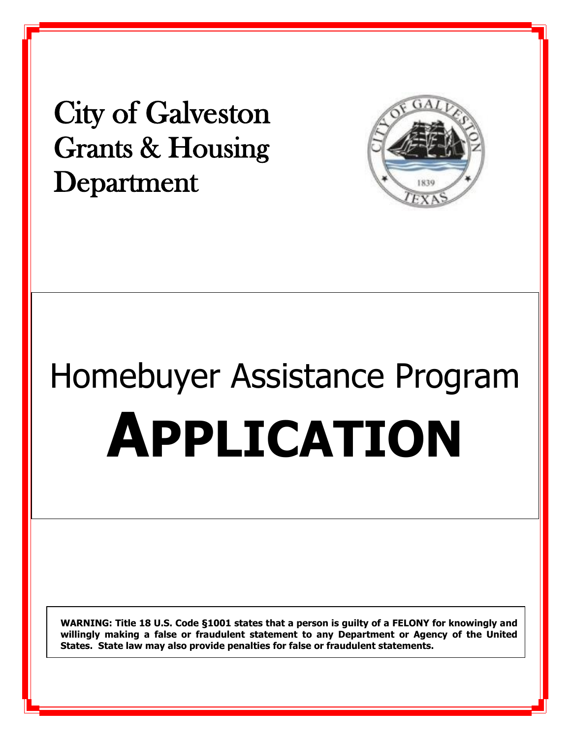# City of Galveston Grants & Housing Department

# Homebuyer Assistance Program

# APPLICATION

**WARNING: Title 18 U.S. Code §1001 states that a person is guilty of a FELONY for knowingly and willingly making a false or fraudulent statement to any Department or Agency of the United States. State law may also provide penalties for false or fraudulent statements.**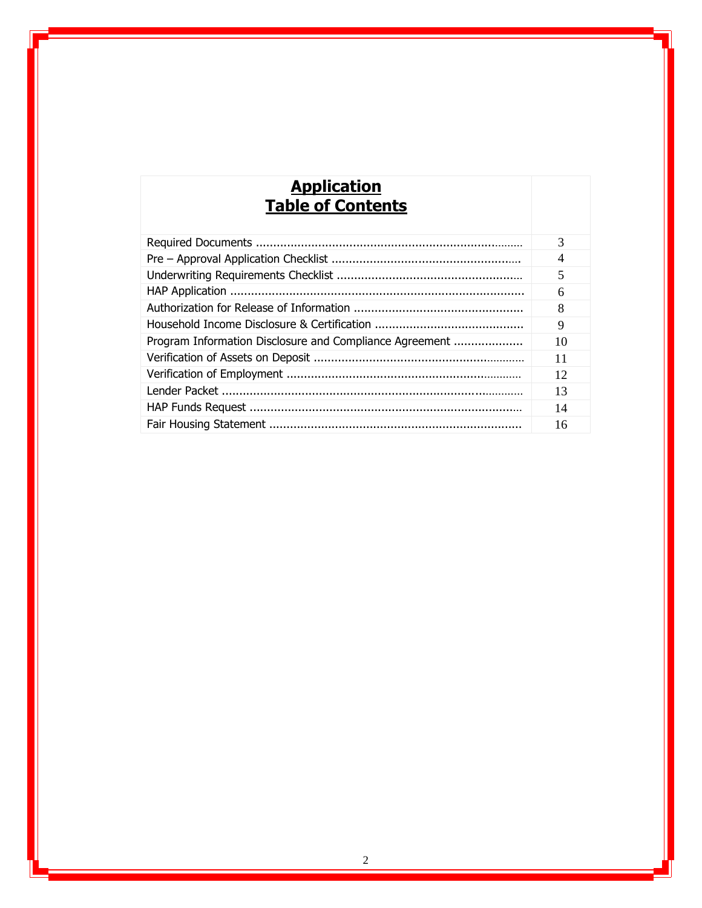## Application Table of Contents

| Section | Page |
|---|---|
| Required Documents | 3 |
| Pre – Approval Application Checklist | 4 |
| Underwriting Requirements Checklist | 5 |
| HAP Application | 6 |
| Authorization for Release of Information | 8 |
| Household Income Disclosure & Certification | 9 |
| Program Information Disclosure and Compliance Agreement | 10 |
| Verification of Assets on Deposit | 11 |
| Verification of Employment | 12 |
| Lender Packet | 13 |
| HAP Funds Request | 14 |
| Fair Housing Statement | 16 |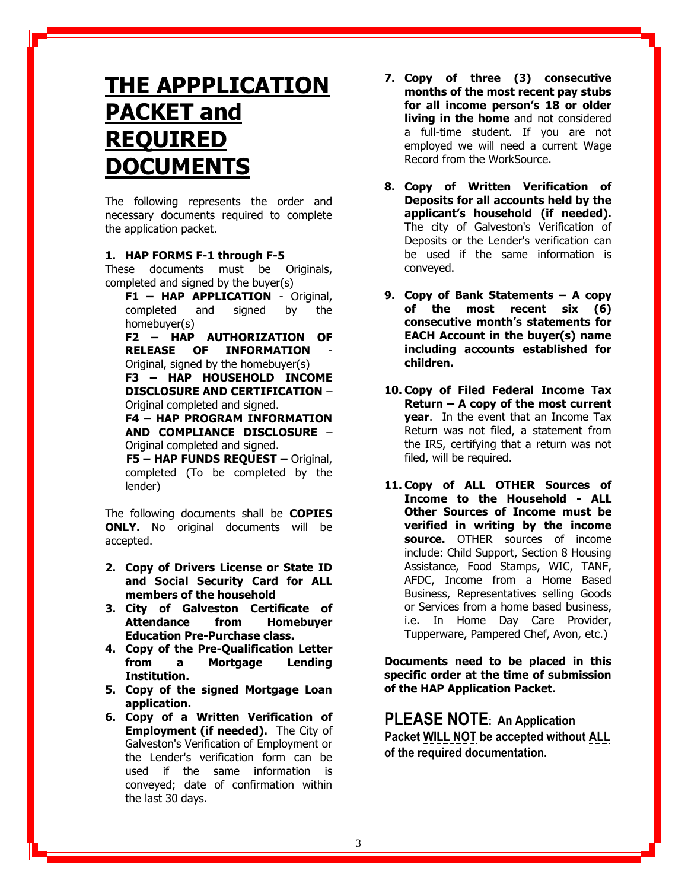# THE APPPLICATION PACKET and REQUIRED DOCUMENTS

The following represents the order and necessary documents required to complete the application packet.

**1. HAP FORMS F-1 through F-5**

These documents must be Originals, completed and signed by the buyer(s)

**F1 – HAP APPLICATION** - Original, completed and signed by the homebuyer(s)

**F2 – HAP AUTHORIZATION OF RELEASE OF INFORMATION** - Original, signed by the homebuyer(s)

**F3 – HAP HOUSEHOLD INCOME DISCLOSURE AND CERTIFICATION** – Original completed and signed.

**F4 – HAP PROGRAM INFORMATION AND COMPLIANCE DISCLOSURE** – Original completed and signed.

**F5 – HAP FUNDS REQUEST –** Original, completed (To be completed by the lender)

The following documents shall be **COPIES ONLY.** No original documents will be accepted.

2. **Copy of Drivers License or State ID and Social Security Card for ALL members of the household**
3. **City of Galveston Certificate of Attendance from Homebuyer Education Pre-Purchase class.**
4. **Copy of the Pre-Qualification Letter from a Mortgage Lending Institution.**
5. **Copy of the signed Mortgage Loan application.**
6. **Copy of a Written Verification of Employment (if needed).** The City of Galveston's Verification of Employment or the Lender's verification form can be used if the same information is conveyed; date of confirmation within the last 30 days.
7. **Copy of three (3) consecutive months of the most recent pay stubs for all income person's 18 or older living in the home** and not considered a full-time student. If you are not employed we will need a current Wage Record from the WorkSource.
8. **Copy of Written Verification of Deposits for all accounts held by the applicant's household (if needed).** The city of Galveston's Verification of Deposits or the Lender's verification can be used if the same information is conveyed.
9. **Copy of Bank Statements – A copy of the most recent six (6) consecutive month's statements for EACH Account in the buyer(s) name including accounts established for children.**
10. **Copy of Filed Federal Income Tax Return – A copy of the most current year**. In the event that an Income Tax Return was not filed, a statement from the IRS, certifying that a return was not filed, will be required.
11. **Copy of ALL OTHER Sources of Income to the Household - ALL Other Sources of Income must be verified in writing by the income source.** OTHER sources of income include: Child Support, Section 8 Housing Assistance, Food Stamps, WIC, TANF, AFDC, Income from a Home Based Business, Representatives selling Goods or Services from a home based business, i.e. In Home Day Care Provider, Tupperware, Pampered Chef, Avon, etc.)

**Documents need to be placed in this specific order at the time of submission of the HAP Application Packet.**

**PLEASE NOTE: An Application Packet WILL NOT be accepted without ALL of the required documentation.**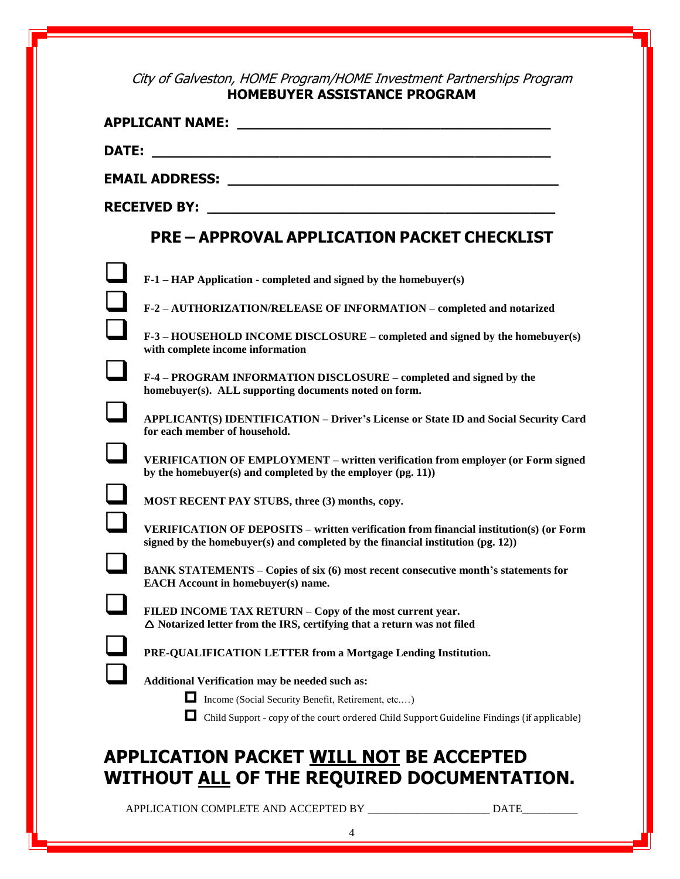*City of Galveston, HOME Program/HOME Investment Partnerships Program*

**HOMEBUYER ASSISTANCE PROGRAM**

**APPLICANT NAME:** ________________________________________

**DATE:** ________________________________________

**EMAIL ADDRESS:** ________________________________________

**RECEIVED BY:** ________________________________________

## PRE – APPROVAL APPLICATION PACKET CHECKLIST

- ☐ **F-1 – HAP Application - completed and signed by the homebuyer(s)**
- ☐ **F-2 – AUTHORIZATION/RELEASE OF INFORMATION – completed and notarized**
- ☐ **F-3 – HOUSEHOLD INCOME DISCLOSURE – completed and signed by the homebuyer(s) with complete income information**
- ☐ **F-4 – PROGRAM INFORMATION DISCLOSURE – completed and signed by the homebuyer(s). ALL supporting documents noted on form.**
- ☐ **APPLICANT(S) IDENTIFICATION – Driver's License or State ID and Social Security Card for each member of household.**
- ☐ **VERIFICATION OF EMPLOYMENT – written verification from employer (or Form signed by the homebuyer(s) and completed by the employer (pg. 11))**
- ☐ **MOST RECENT PAY STUBS, three (3) months, copy.**
- ☐ **VERIFICATION OF DEPOSITS – written verification from financial institution(s) (or Form signed by the homebuyer(s) and completed by the financial institution (pg. 12))**
- ☐ **BANK STATEMENTS – Copies of six (6) most recent consecutive month's statements for EACH Account in homebuyer(s) name.**
- ☐ **FILED INCOME TAX RETURN – Copy of the most current year.**
  **△ Notarized letter from the IRS, certifying that a return was not filed**
- ☐ **PRE-QUALIFICATION LETTER from a Mortgage Lending Institution.**
- ☐ **Additional Verification may be needed such as:**
  - ☐ Income (Social Security Benefit, Retirement, etc.…)
  - ☐ Child Support - copy of the court ordered Child Support Guideline Findings (if applicable)

## APPLICATION PACKET <u>WILL NOT</u> BE ACCEPTED WITHOUT <u>ALL</u> OF THE REQUIRED DOCUMENTATION.

APPLICATION COMPLETE AND ACCEPTED BY ______________________ DATE__________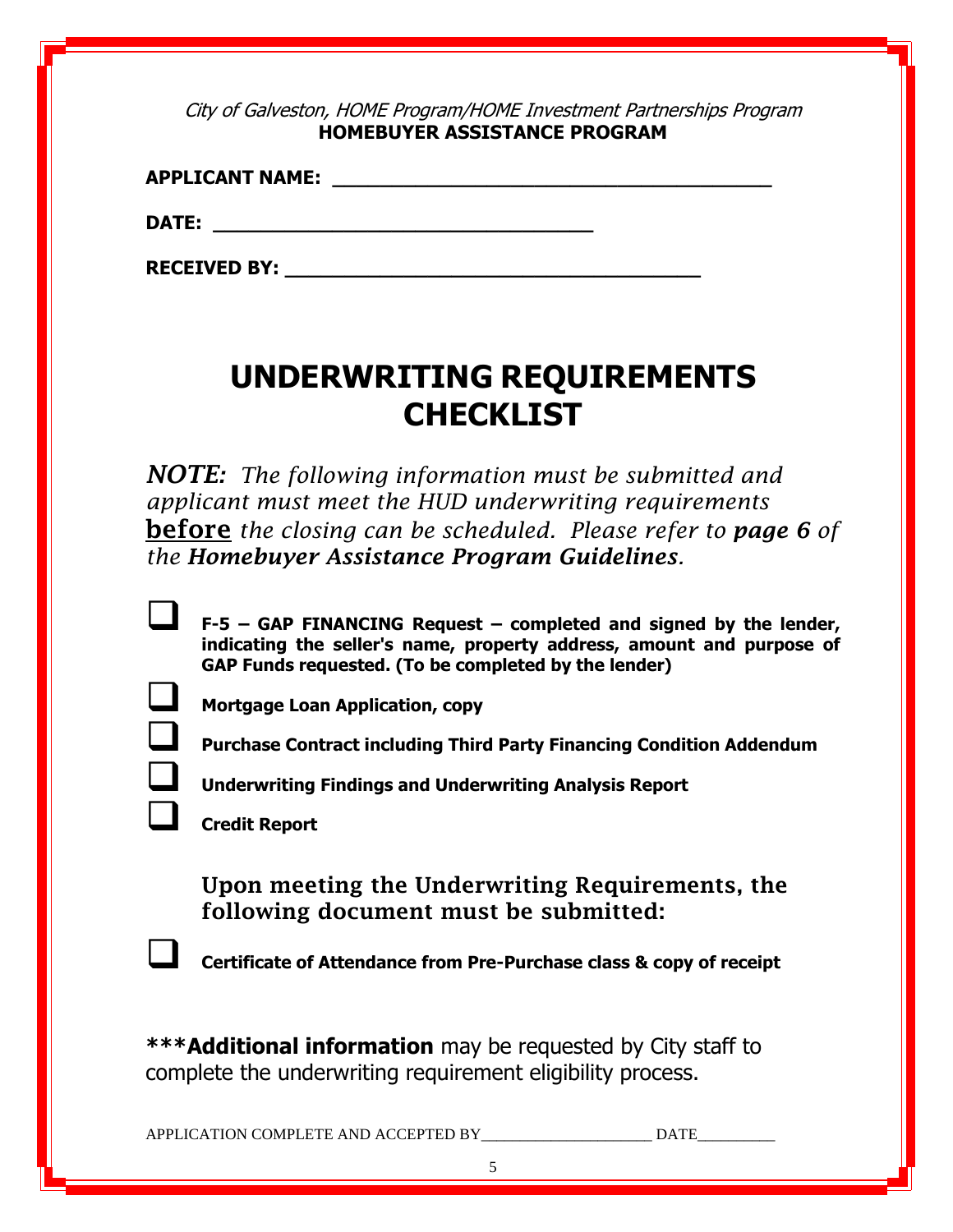*City of Galveston, HOME Program/HOME Investment Partnerships Program*
**HOMEBUYER ASSISTANCE PROGRAM**

**APPLICANT NAME:** ________________________________________

**DATE:** ___________________________________

**RECEIVED BY:** ______________________________________

# UNDERWRITING REQUIREMENTS CHECKLIST

***NOTE:*** *The following information must be submitted and applicant must meet the HUD underwriting requirements* **before** *the closing can be scheduled. Please refer to* ***page 6*** *of the* ***Homebuyer Assistance Program Guidelines.***

- ☐ **F-5 – GAP FINANCING Request – completed and signed by the lender, indicating the seller's name, property address, amount and purpose of GAP Funds requested. (To be completed by the lender)**
- ☐ **Mortgage Loan Application, copy**
- ☐ **Purchase Contract including Third Party Financing Condition Addendum**
- ☐ **Underwriting Findings and Underwriting Analysis Report**
- ☐ **Credit Report**

**Upon meeting the Underwriting Requirements, the following document must be submitted:**

- ☐ **Certificate of Attendance from Pre-Purchase class & copy of receipt**

***Additional information** may be requested by City staff to complete the underwriting requirement eligibility process.

APPLICATION COMPLETE AND ACCEPTED BY_____________________ DATE__________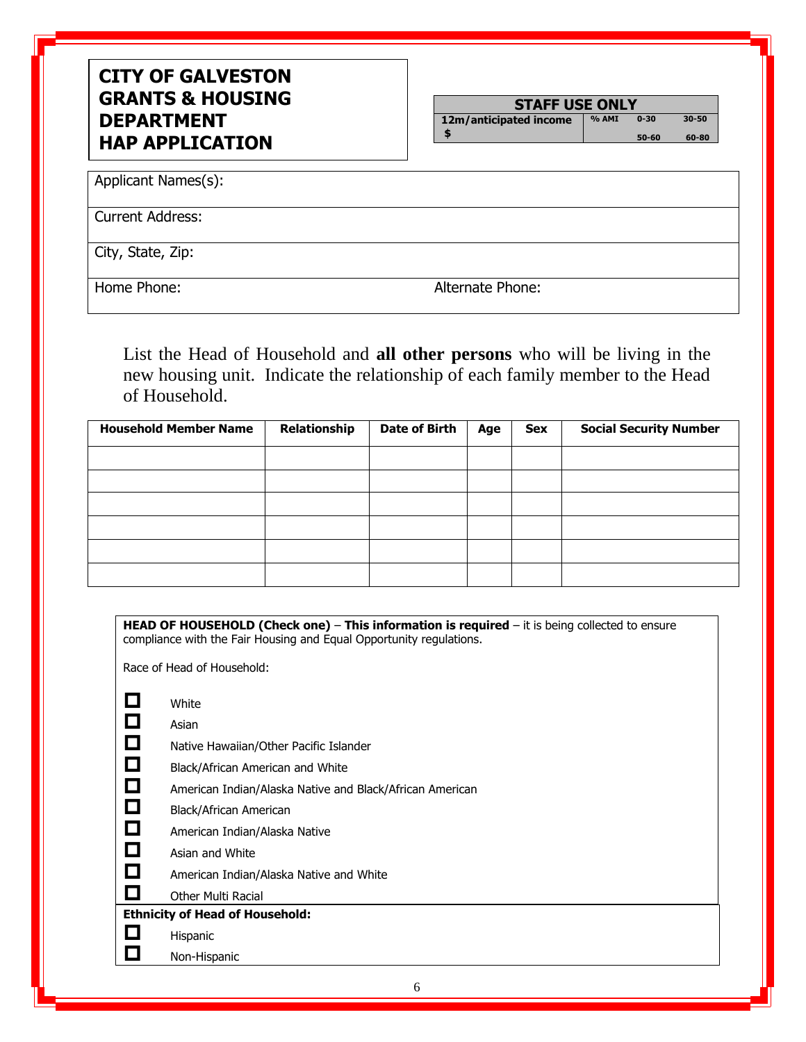# CITY OF GALVESTON GRANTS & HOUSING DEPARTMENT HAP APPLICATION

| STAFF USE ONLY | | | |
|---|---|---|---|
| **12m/anticipated income** | **% AMI** | **0-30** | **30-50** |
| **$** | | **50-60** | **60-80** |

| Applicant Names(s): | |
|---|---|
| Current Address: | |
| City, State, Zip: | |
| Home Phone: | Alternate Phone: |

List the Head of Household and **all other persons** who will be living in the new housing unit. Indicate the relationship of each family member to the Head of Household.

| Household Member Name | Relationship | Date of Birth | Age | Sex | Social Security Number |
|---|---|---|---|---|---|
| | | | | | |
| | | | | | |
| | | | | | |
| | | | | | |
| | | | | | |
| | | | | | |

**HEAD OF HOUSEHOLD (Check one)** – **This information is required** – it is being collected to ensure compliance with the Fair Housing and Equal Opportunity regulations.

Race of Head of Household:

- ☐ White
- ☐ Asian
- ☐ Native Hawaiian/Other Pacific Islander
- ☐ Black/African American and White
- ☐ American Indian/Alaska Native and Black/African American
- ☐ Black/African American
- ☐ American Indian/Alaska Native
- ☐ Asian and White
- ☐ American Indian/Alaska Native and White
- ☐ Other Multi Racial

**Ethnicity of Head of Household:**

- ☐ Hispanic
- ☐ Non-Hispanic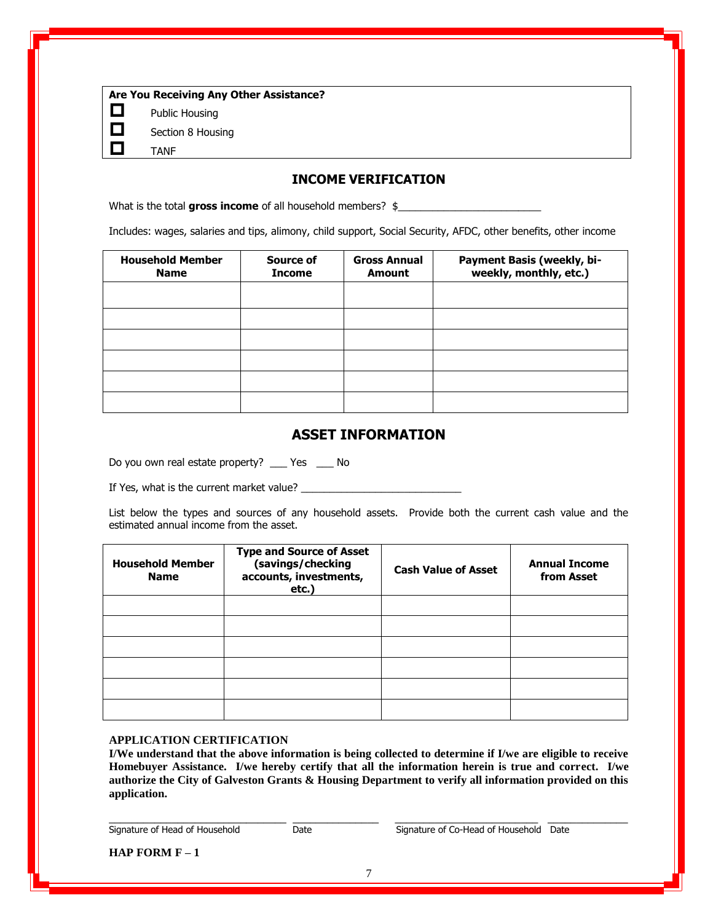**Are You Receiving Any Other Assistance?**

- ☐ Public Housing
- ☐ Section 8 Housing
- ☐ TANF

## INCOME VERIFICATION

What is the total **gross income** of all household members? $_________________________

Includes: wages, salaries and tips, alimony, child support, Social Security, AFDC, other benefits, other income

| Household Member Name | Source of Income | Gross Annual Amount | Payment Basis (weekly, bi-weekly, monthly, etc.) |
|---|---|---|---|
| | | | |
| | | | |
| | | | |
| | | | |
| | | | |
| | | | |

## ASSET INFORMATION

Do you own real estate property? ___ Yes ___ No

If Yes, what is the current market value? ____________________________

List below the types and sources of any household assets. Provide both the current cash value and the estimated annual income from the asset.

| Household Member Name | Type and Source of Asset (savings/checking accounts, investments, etc.) | Cash Value of Asset | Annual Income from Asset |
|---|---|---|---|
| | | | |
| | | | |
| | | | |
| | | | |
| | | | |
| | | | |

**APPLICATION CERTIFICATION**

**I/We understand that the above information is being collected to determine if I/we are eligible to receive Homebuyer Assistance. I/we hereby certify that all the information herein is true and correct. I/we authorize the City of Galveston Grants & Housing Department to verify all information provided on this application.**

_______________________________ _______________ _________________________ ______________

Signature of Head of Household Date Signature of Co-Head of Household Date

**HAP FORM F – 1**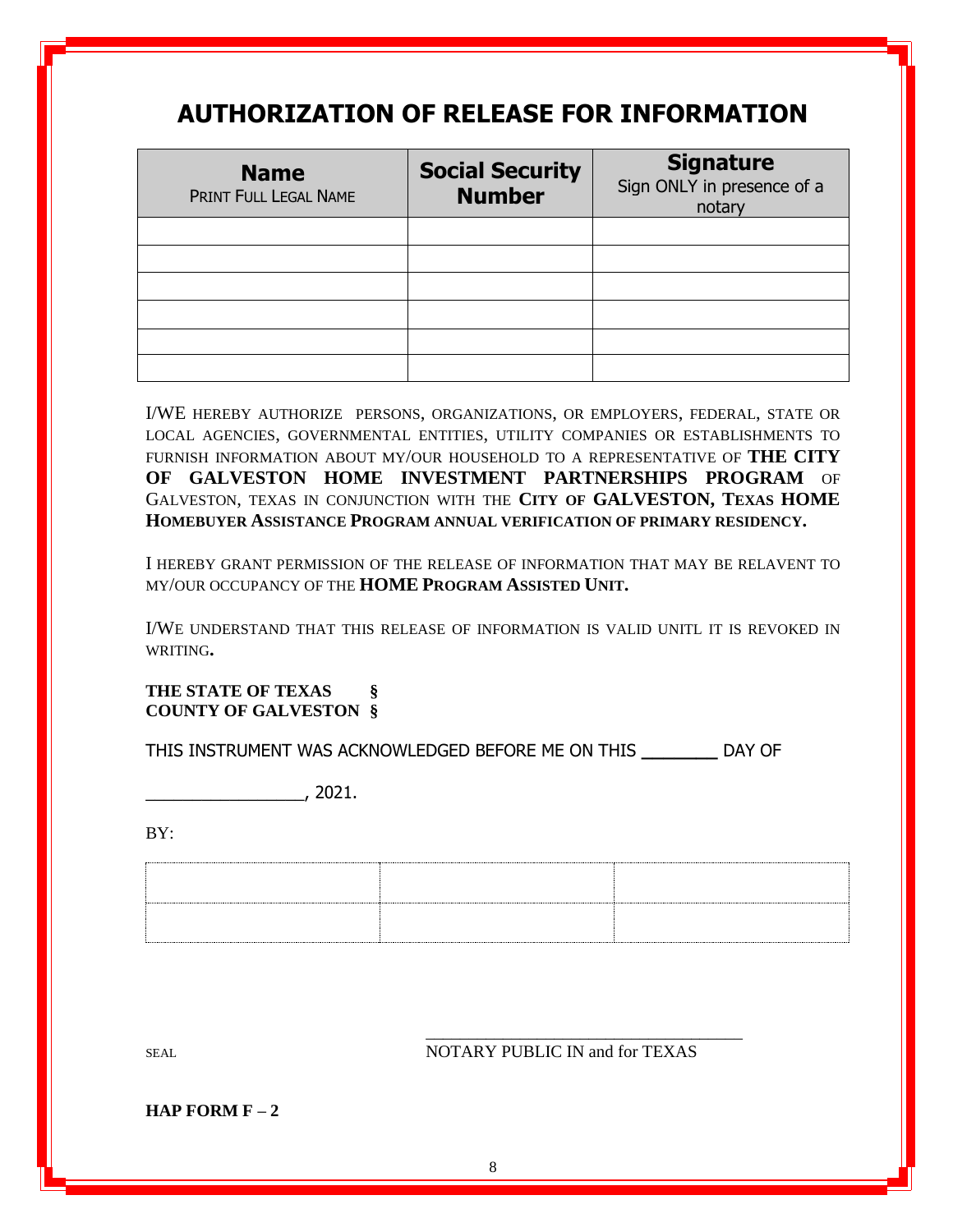# AUTHORIZATION OF RELEASE FOR INFORMATION

| **Name** PRINT FULL LEGAL NAME | **Social Security Number** | **Signature** Sign ONLY in presence of a notary |
|---|---|---|
| | | |
| | | |
| | | |
| | | |
| | | |
| | | |

I/WE HEREBY AUTHORIZE PERSONS, ORGANIZATIONS, OR EMPLOYERS, FEDERAL, STATE OR LOCAL AGENCIES, GOVERNMENTAL ENTITIES, UTILITY COMPANIES OR ESTABLISHMENTS TO FURNISH INFORMATION ABOUT MY/OUR HOUSEHOLD TO A REPRESENTATIVE OF **THE CITY OF GALVESTON HOME INVESTMENT PARTNERSHIPS PROGRAM** OF GALVESTON, TEXAS IN CONJUNCTION WITH THE **CITY OF GALVESTON, TEXAS HOME HOMEBUYER ASSISTANCE PROGRAM ANNUAL VERIFICATION OF PRIMARY RESIDENCY.**

I HEREBY GRANT PERMISSION OF THE RELEASE OF INFORMATION THAT MAY BE RELAVENT TO MY/OUR OCCUPANCY OF THE **HOME PROGRAM ASSISTED UNIT.**

I/WE UNDERSTAND THAT THIS RELEASE OF INFORMATION IS VALID UNITL IT IS REVOKED IN WRITING.

**THE STATE OF TEXAS §**
**COUNTY OF GALVESTON §**

THIS INSTRUMENT WAS ACKNOWLEDGED BEFORE ME ON THIS _______ DAY OF

________________, 2021.

BY:

| | | |
|---|---|---|
| | | |
| | | |

SEAL

___________________________________
NOTARY PUBLIC IN and for TEXAS

**HAP FORM F – 2**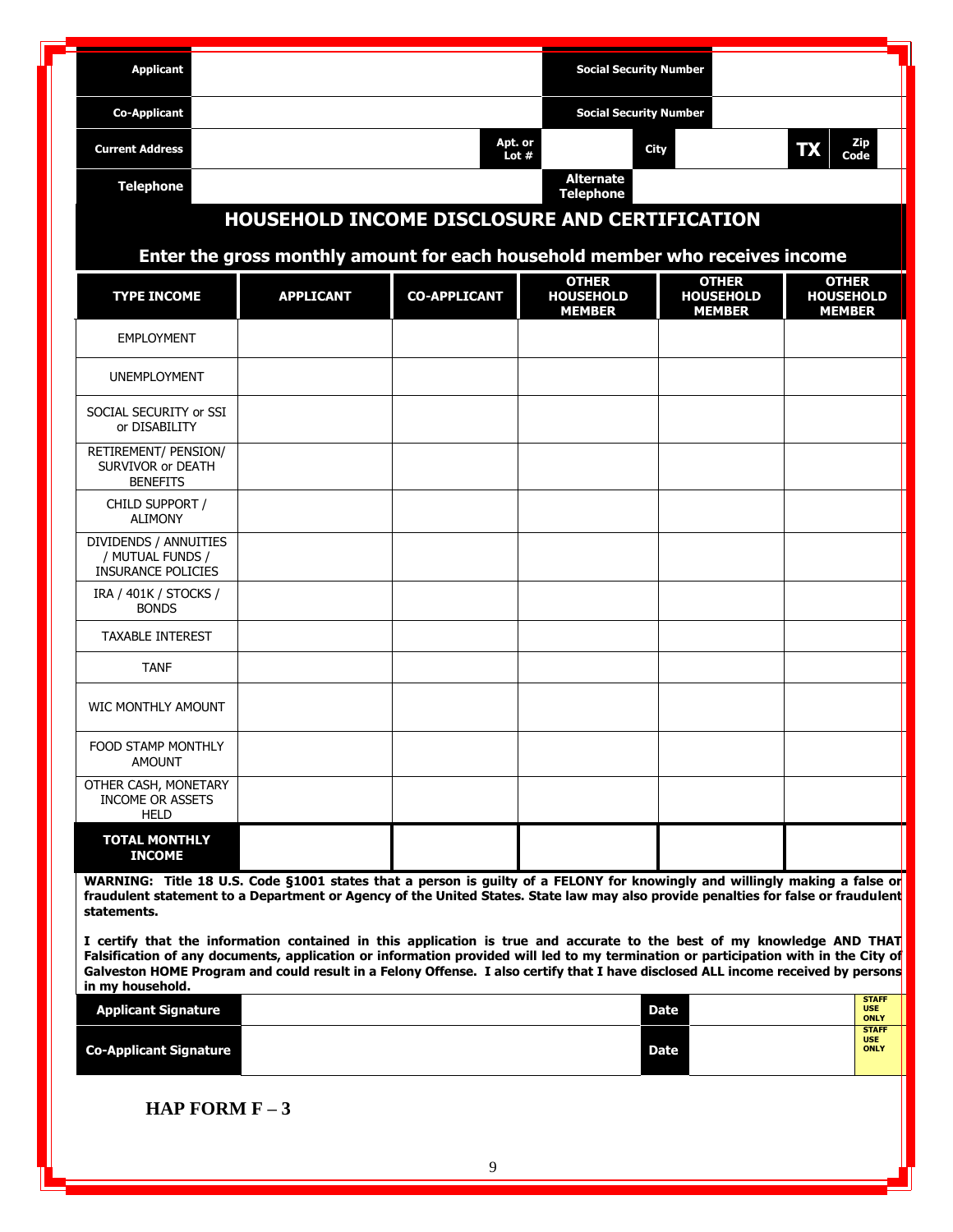| Applicant | | Social Security Number | |
|---|---|---|---|
| Co-Applicant | | Social Security Number | |

| Current Address | | Apt. or Lot # | | City | | TX | Zip Code | |
|---|---|---|---|---|---|---|---|---|

| Telephone | | Alternate Telephone | |
|---|---|---|---|

## HOUSEHOLD INCOME DISCLOSURE AND CERTIFICATION

### Enter the gross monthly amount for each household member who receives income

| TYPE INCOME | APPLICANT | CO-APPLICANT | OTHER HOUSEHOLD MEMBER | OTHER HOUSEHOLD MEMBER | OTHER HOUSEHOLD MEMBER |
|---|---|---|---|---|---|
| EMPLOYMENT | | | | | |
| UNEMPLOYMENT | | | | | |
| SOCIAL SECURITY or SSI or DISABILITY | | | | | |
| RETIREMENT/ PENSION/ SURVIVOR or DEATH BENEFITS | | | | | |
| CHILD SUPPORT / ALIMONY | | | | | |
| DIVIDENDS / ANNUITIES / MUTUAL FUNDS / INSURANCE POLICIES | | | | | |
| IRA / 401K / STOCKS / BONDS | | | | | |
| TAXABLE INTEREST | | | | | |
| TANF | | | | | |
| WIC MONTHLY AMOUNT | | | | | |
| FOOD STAMP MONTHLY AMOUNT | | | | | |
| OTHER CASH, MONETARY INCOME OR ASSETS HELD | | | | | |
| **TOTAL MONTHLY INCOME** | | | | | |

**WARNING: Title 18 U.S. Code §1001 states that a person is guilty of a FELONY for knowingly and willingly making a false or fraudulent statement to a Department or Agency of the United States. State law may also provide penalties for false or fraudulent statements.**

**I certify that the information contained in this application is true and accurate to the best of my knowledge AND THAT Falsification of any documents, application or information provided will led to my termination or participation with in the City of Galveston HOME Program and could result in a Felony Offense. I also certify that I have disclosed ALL income received by persons in my household.**

| Applicant Signature | | Date | | STAFF USE ONLY |
|---|---|---|---|---|
| Co-Applicant Signature | | Date | | STAFF USE ONLY |

**HAP FORM F – 3**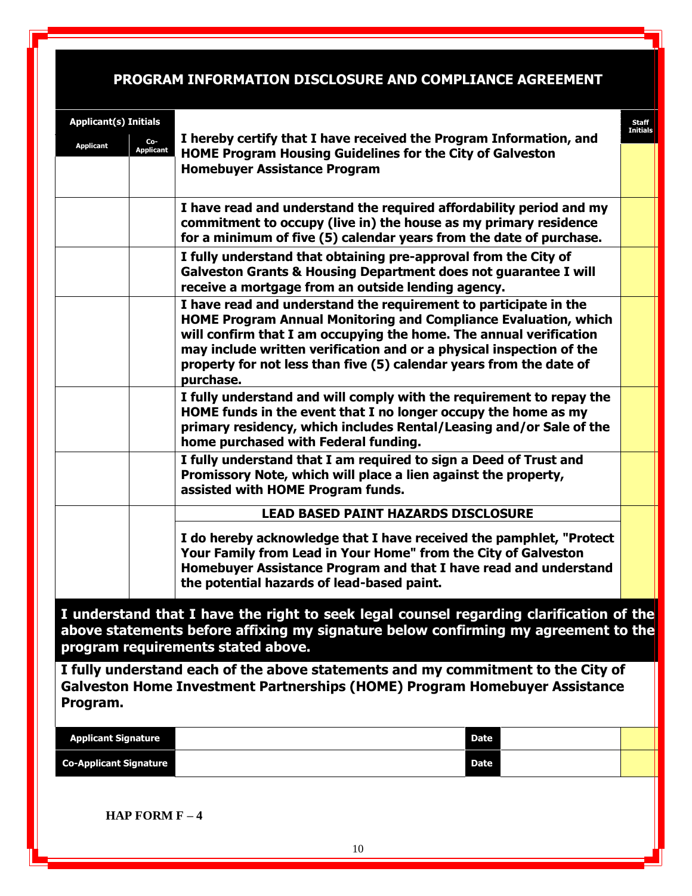# PROGRAM INFORMATION DISCLOSURE AND COMPLIANCE AGREEMENT

| Applicant(s) Initials | | | Staff Initials |
|---|---|---|---|
| Applicant | Co-Applicant | | |
| | | **I hereby certify that I have received the Program Information, and HOME Program Housing Guidelines for the City of Galveston Homebuyer Assistance Program** | |
| | | **I have read and understand the required affordability period and my commitment to occupy (live in) the house as my primary residence for a minimum of five (5) calendar years from the date of purchase.** | |
| | | **I fully understand that obtaining pre-approval from the City of Galveston Grants & Housing Department does not guarantee I will receive a mortgage from an outside lending agency.** | |
| | | **I have read and understand the requirement to participate in the HOME Program Annual Monitoring and Compliance Evaluation, which will confirm that I am occupying the home. The annual verification may include written verification and or a physical inspection of the property for not less than five (5) calendar years from the date of purchase.** | |
| | | **I fully understand and will comply with the requirement to repay the HOME funds in the event that I no longer occupy the home as my primary residency, which includes Rental/Leasing and/or Sale of the home purchased with Federal funding.** | |
| | | **I fully understand that I am required to sign a Deed of Trust and Promissory Note, which will place a lien against the property, assisted with HOME Program funds.** | |
| | | **LEAD BASED PAINT HAZARDS DISCLOSURE**<br><br>**I do hereby acknowledge that I have received the pamphlet, "Protect Your Family from Lead in Your Home" from the City of Galveston Homebuyer Assistance Program and that I have read and understand the potential hazards of lead-based paint.** | |

**I understand that I have the right to seek legal counsel regarding clarification of the above statements before affixing my signature below confirming my agreement to the program requirements stated above.**

**I fully understand each of the above statements and my commitment to the City of Galveston Home Investment Partnerships (HOME) Program Homebuyer Assistance Program.**

| Applicant Signature | | Date | | |
|---|---|---|---|---|
| **Co-Applicant Signature** | | **Date** | | |

**HAP FORM F – 4**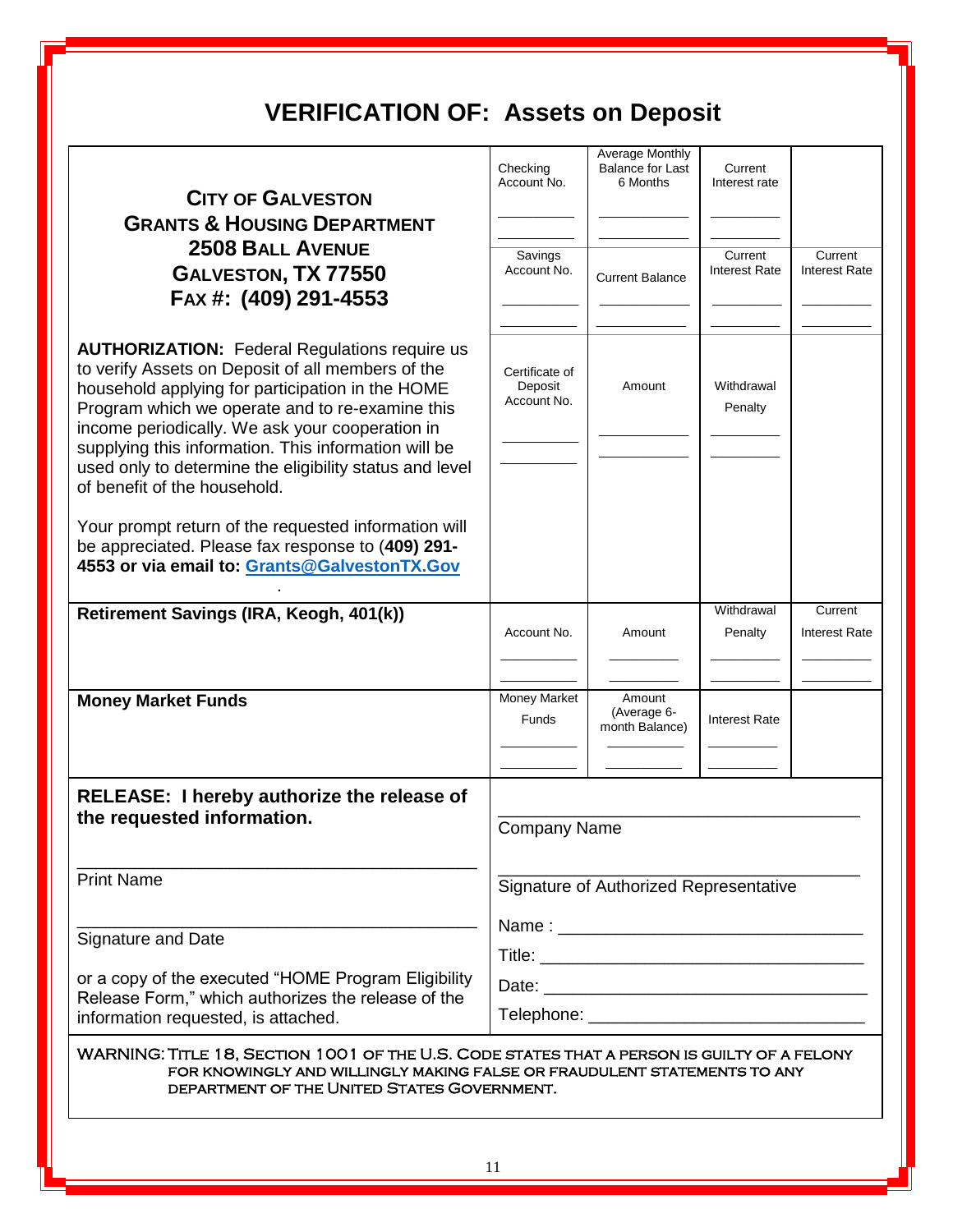# VERIFICATION OF: Assets on Deposit

**CITY OF GALVESTON**
**GRANTS & HOUSING DEPARTMENT**
**2508 BALL AVENUE**
**GALVESTON, TX 77550**
**FAX #: (409) 291-4553**

**AUTHORIZATION:** Federal Regulations require us to verify Assets on Deposit of all members of the household applying for participation in the HOME Program which we operate and to re-examine this income periodically. We ask your cooperation in supplying this information. This information will be used only to determine the eligibility status and level of benefit of the household.

Your prompt return of the requested information will be appreciated. Please fax response to (**409) 291-4553 or via email to: Grants@GalvestonTX.Gov**

| Checking Account No. | Average Monthly Balance for Last 6 Months | Current Interest rate | |
|---|---|---|---|
| ________ | ________ | ________ | |
| ________ | ________ | ________ | |

| Savings Account No. | Current Balance | Current Interest Rate | Current Interest Rate |
|---|---|---|---|
| ________ | ________ | ________ | ________ |
| ________ | ________ | ________ | ________ |

| Certificate of Deposit Account No. | Amount | Withdrawal Penalty |
|---|---|---|
| ________ | ________ | ________ |
| ________ | ________ | ________ |

**Retirement Savings (IRA, Keogh, 401(k))**

| Account No. | Amount | Withdrawal Penalty | Current Interest Rate |
|---|---|---|---|
| ________ | ________ | ________ | ________ |
| ________ | ________ | ________ | ________ |

**Money Market Funds**

| Money Market Funds | Amount (Average 6-month Balance) | Interest Rate |
|---|---|---|
| ________ | ________ | ________ |
| ________ | ________ | ________ |

**RELEASE: I hereby authorize the release of the requested information.**

____________________________________
Print Name

____________________________________
Signature and Date

or a copy of the executed "HOME Program Eligibility Release Form," which authorizes the release of the information requested, is attached.

____________________________________
Company Name

____________________________________
Signature of Authorized Representative

Name : ______________________________

Title: ______________________________

Date: ______________________________

Telephone: __________________________

WARNING: TITLE 18, SECTION 1001 OF THE U.S. CODE STATES THAT A PERSON IS GUILTY OF A FELONY FOR KNOWINGLY AND WILLINGLY MAKING FALSE OR FRAUDULENT STATEMENTS TO ANY DEPARTMENT OF THE UNITED STATES GOVERNMENT.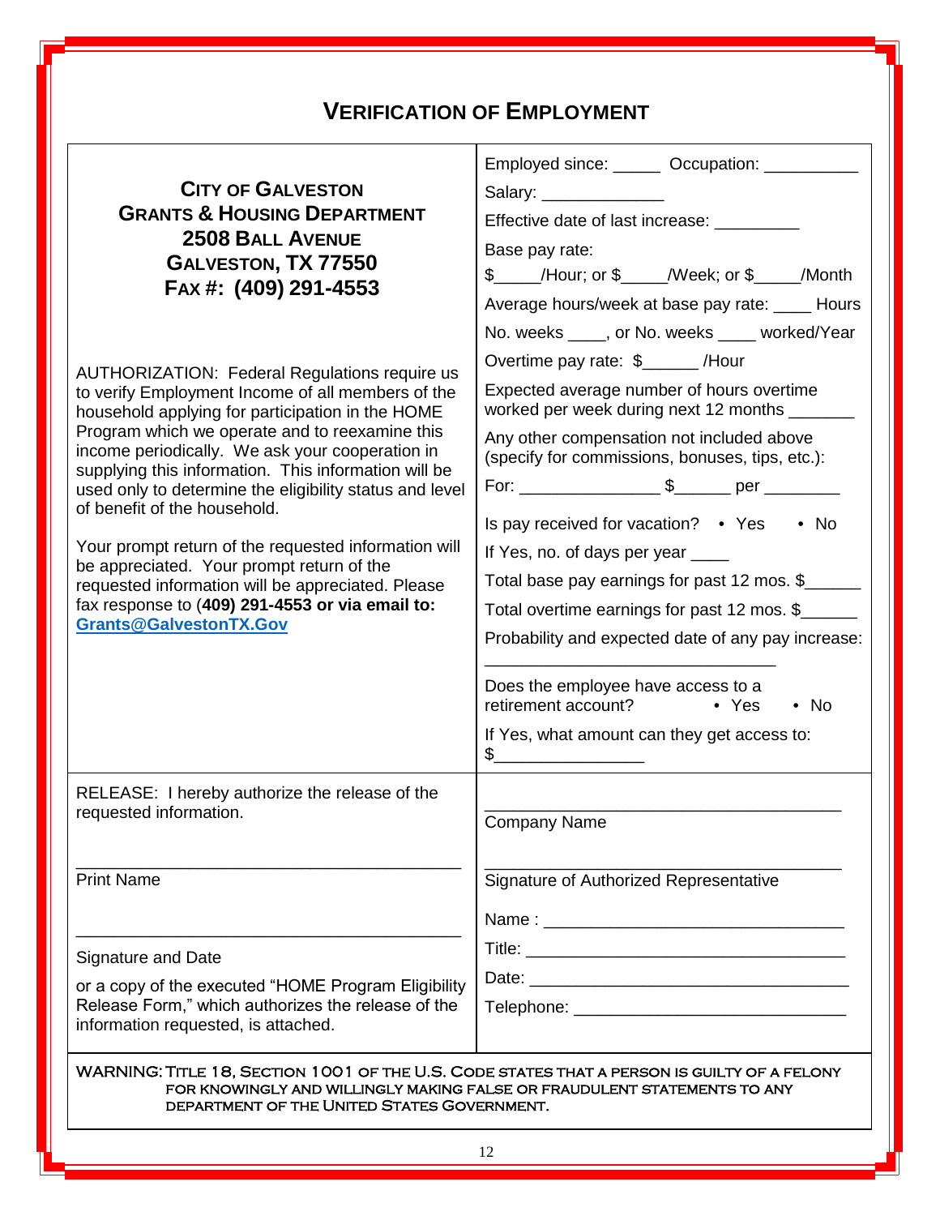# VERIFICATION OF EMPLOYMENT

**CITY OF GALVESTON**
**GRANTS & HOUSING DEPARTMENT**
**2508 BALL AVENUE**
**GALVESTON, TX 77550**
**FAX #: (409) 291-4553**

AUTHORIZATION: Federal Regulations require us to verify Employment Income of all members of the household applying for participation in the HOME Program which we operate and to reexamine this income periodically. We ask your cooperation in supplying this information. This information will be used only to determine the eligibility status and level of benefit of the household.

Your prompt return of the requested information will be appreciated. Your prompt return of the requested information will be appreciated. Please fax response to (**409) 291-4553 or via email to: Grants@GalvestonTX.Gov**

Employed since: _____ Occupation: __________

Salary: _____________

Effective date of last increase: _________

Base pay rate:
$_____/Hour; or $_____/Week; or $_____/Month

Average hours/week at base pay rate: ____ Hours

No. weeks ____, or No. weeks ____ worked/Year

Overtime pay rate: $______ /Hour

Expected average number of hours overtime worked per week during next 12 months _______

Any other compensation not included above (specify for commissions, bonuses, tips, etc.):

For: _______________ $______ per ________

Is pay received for vacation? • Yes • No

If Yes, no. of days per year ____

Total base pay earnings for past 12 mos. $______

Total overtime earnings for past 12 mos. $______

Probability and expected date of any pay increase:
_______________________________

Does the employee have access to a retirement account? • Yes • No

If Yes, what amount can they get access to:
$________________

RELEASE: I hereby authorize the release of the requested information.

________________________________________
Print Name

________________________________________
Signature and Date

or a copy of the executed "HOME Program Eligibility Release Form," which authorizes the release of the information requested, is attached.

______________________________________
Company Name

______________________________________
Signature of Authorized Representative

Name : _________________________________

Title: __________________________________

Date: __________________________________

Telephone: ______________________________

WARNING: TITLE 18, SECTION 1001 OF THE U.S. CODE STATES THAT A PERSON IS GUILTY OF A FELONY FOR KNOWINGLY AND WILLINGLY MAKING FALSE OR FRAUDULENT STATEMENTS TO ANY DEPARTMENT OF THE UNITED STATES GOVERNMENT.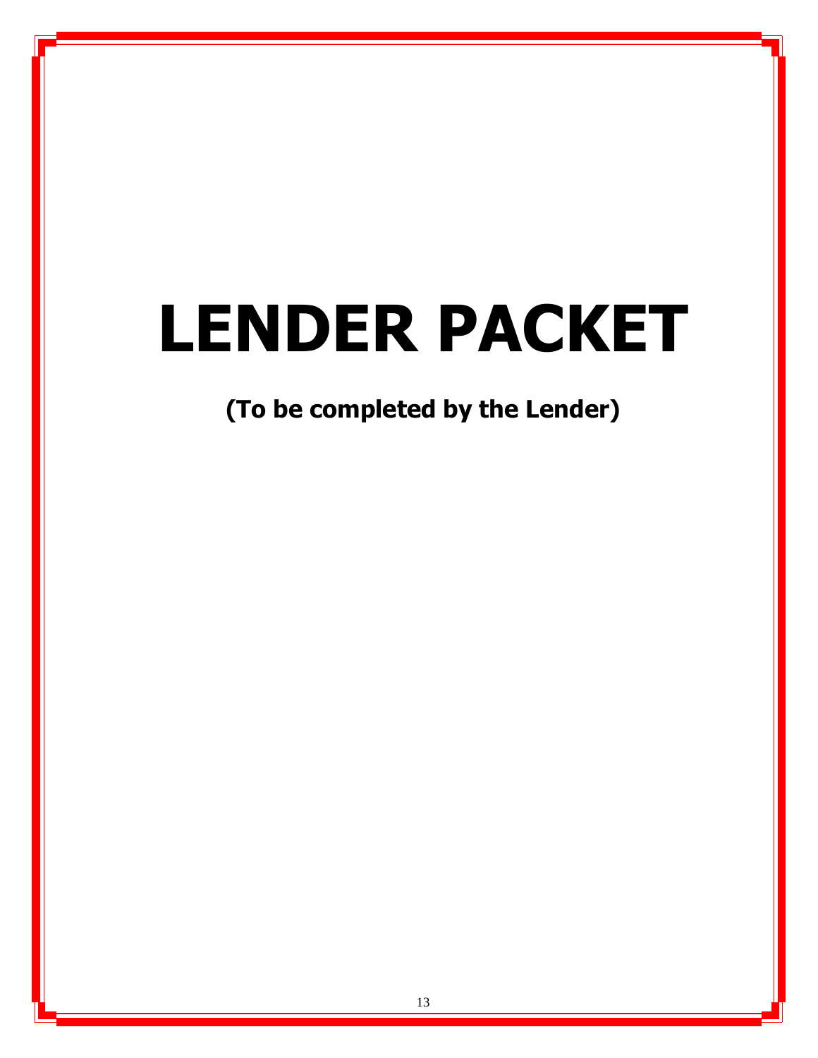# LENDER PACKET

**(To be completed by the Lender)**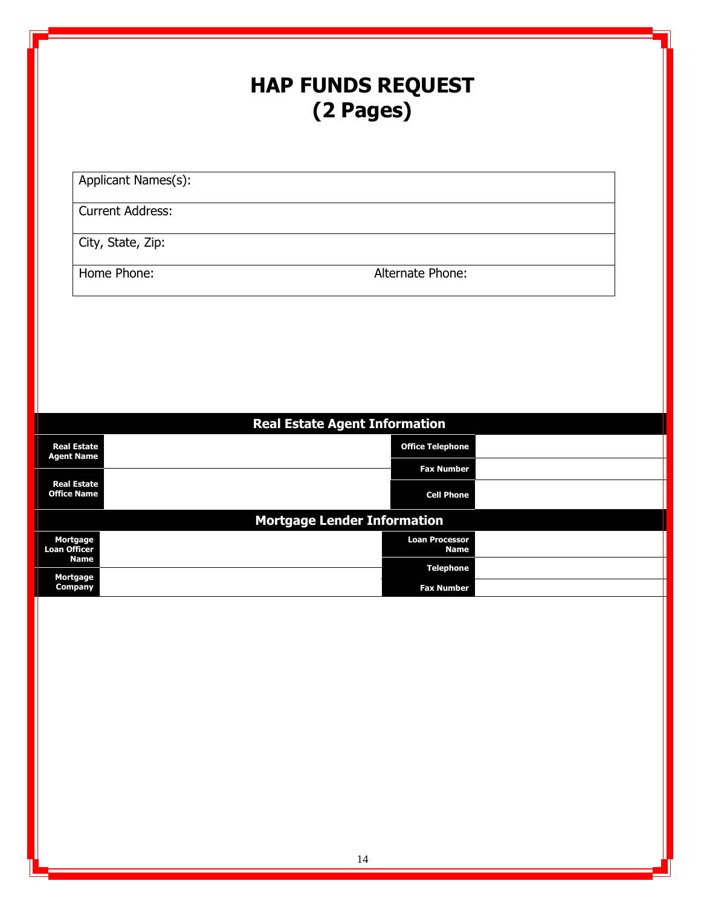# HAP FUNDS REQUEST
# (2 Pages)

| Applicant Names(s): | |
|---|---|
| Current Address: | |
| City, State, Zip: | |
| Home Phone: | Alternate Phone: |

## Real Estate Agent Information

| | | | |
|---|---|---|---|
| **Real Estate Agent Name** | | **Office Telephone** | |
| | | **Fax Number** | |
| **Real Estate Office Name** | | **Cell Phone** | |

## Mortgage Lender Information

| | | | |
|---|---|---|---|
| **Mortgage Loan Officer Name** | | **Loan Processor Name** | |
| | | **Telephone** | |
| **Mortgage Company** | | **Fax Number** | |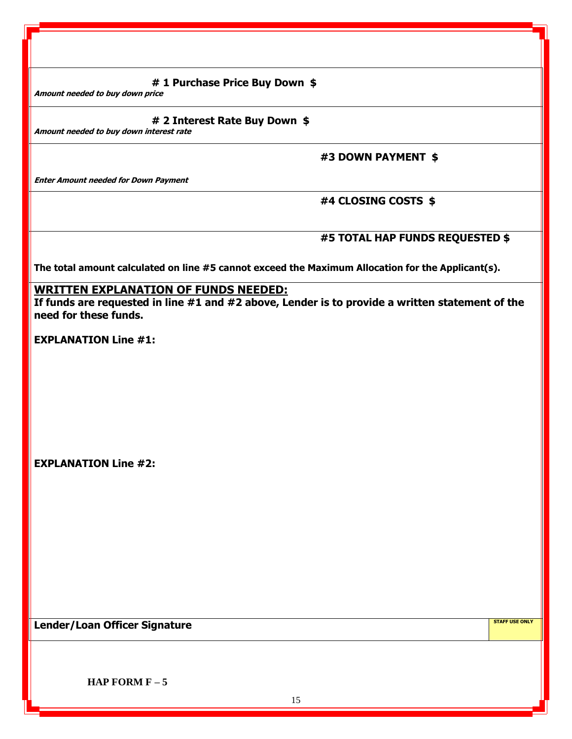**# 1 Purchase Price Buy Down $**

***Amount needed to buy down price***

**# 2 Interest Rate Buy Down $**

***Amount needed to buy down interest rate***

**#3 DOWN PAYMENT $**

***Enter Amount needed for Down Payment***

**#4 CLOSING COSTS $**

**#5 TOTAL HAP FUNDS REQUESTED $**

**The total amount calculated on line #5 cannot exceed the Maximum Allocation for the Applicant(s).**

**<u>WRITTEN EXPLANATION OF FUNDS NEEDED:</u>**

**If funds are requested in line #1 and #2 above, Lender is to provide a written statement of the need for these funds.**

**EXPLANATION Line #1:**

**EXPLANATION Line #2:**

| **Lender/Loan Officer Signature** | **STAFF USE ONLY** |
|---|---|

**HAP FORM F – 5**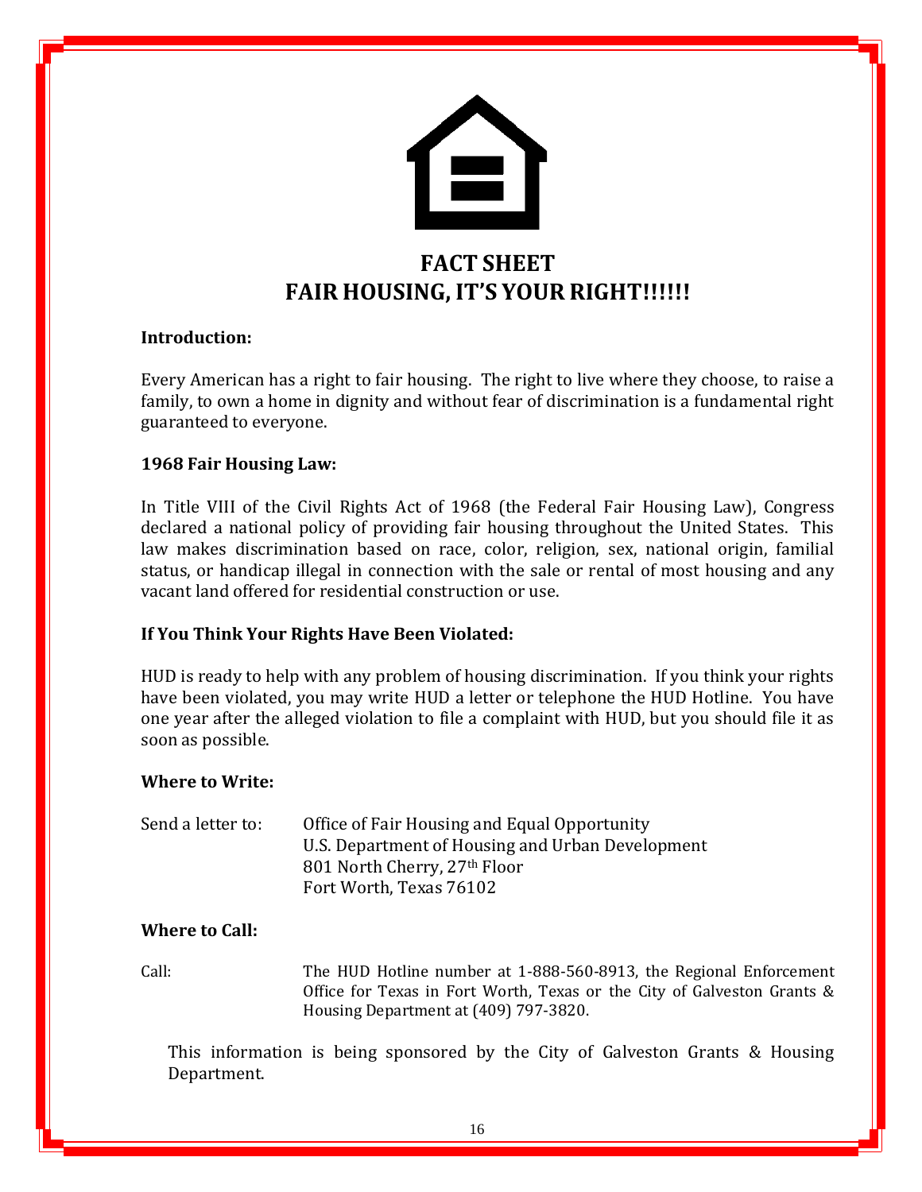# FACT SHEET
# FAIR HOUSING, IT'S YOUR RIGHT!!!!!!

**Introduction:**

Every American has a right to fair housing. The right to live where they choose, to raise a family, to own a home in dignity and without fear of discrimination is a fundamental right guaranteed to everyone.

**1968 Fair Housing Law:**

In Title VIII of the Civil Rights Act of 1968 (the Federal Fair Housing Law), Congress declared a national policy of providing fair housing throughout the United States. This law makes discrimination based on race, color, religion, sex, national origin, familial status, or handicap illegal in connection with the sale or rental of most housing and any vacant land offered for residential construction or use.

**If You Think Your Rights Have Been Violated:**

HUD is ready to help with any problem of housing discrimination. If you think your rights have been violated, you may write HUD a letter or telephone the HUD Hotline. You have one year after the alleged violation to file a complaint with HUD, but you should file it as soon as possible.

**Where to Write:**

Send a letter to:

Office of Fair Housing and Equal Opportunity
U.S. Department of Housing and Urban Development
801 North Cherry, 27th Floor
Fort Worth, Texas 76102

**Where to Call:**

Call: The HUD Hotline number at 1-888-560-8913, the Regional Enforcement Office for Texas in Fort Worth, Texas or the City of Galveston Grants & Housing Department at (409) 797-3820.

This information is being sponsored by the City of Galveston Grants & Housing Department.